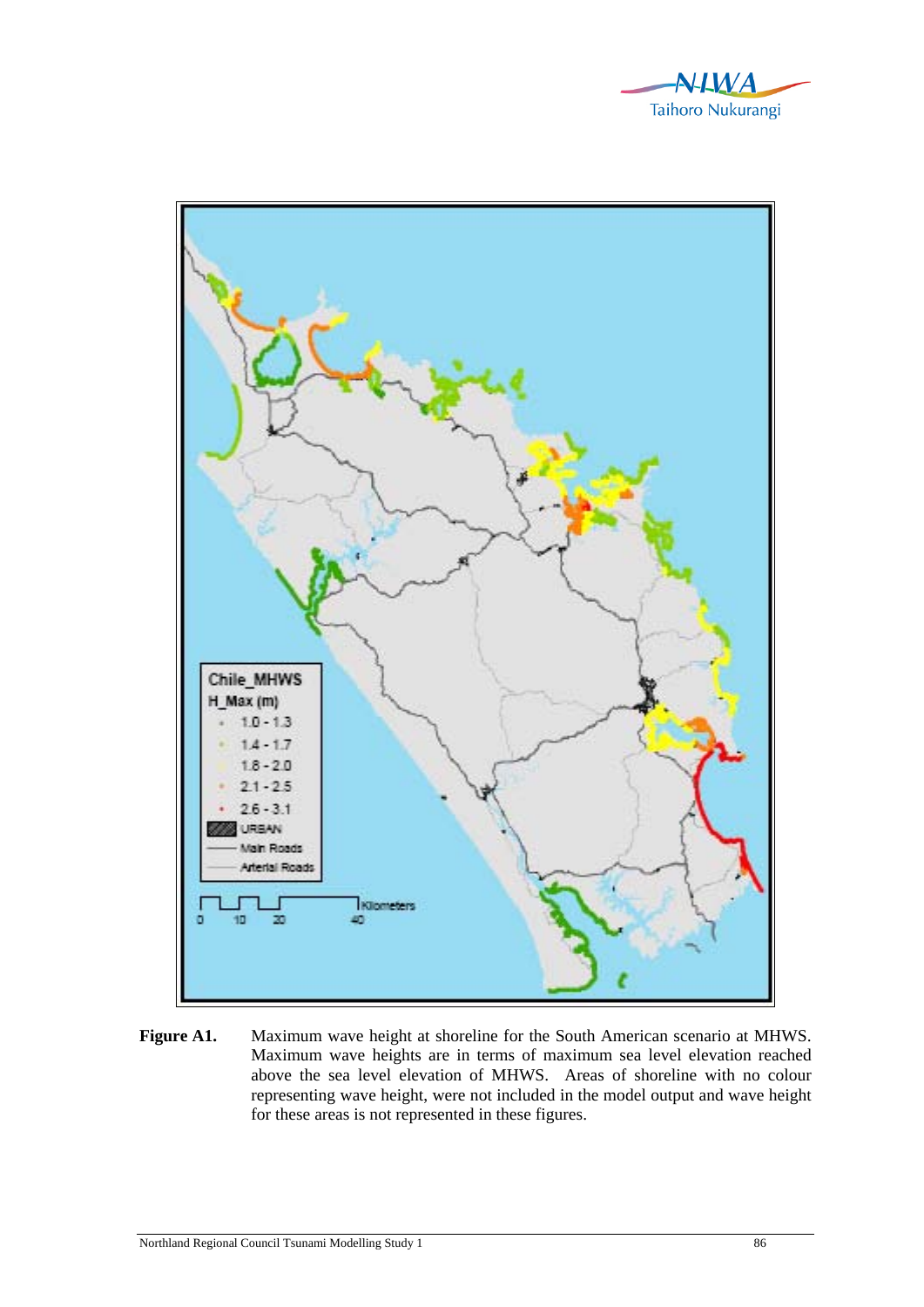**Figure A1.** Maximum wave height at shoreline for the South American scenario at MHWS. Maximum wave heights are in terms of maximum sea level elevation reached above the sea level elevation of MHWS. Areas of shoreline with no colour representing wave height, were not included in the model output and wave height for these areas is not represented in these figures.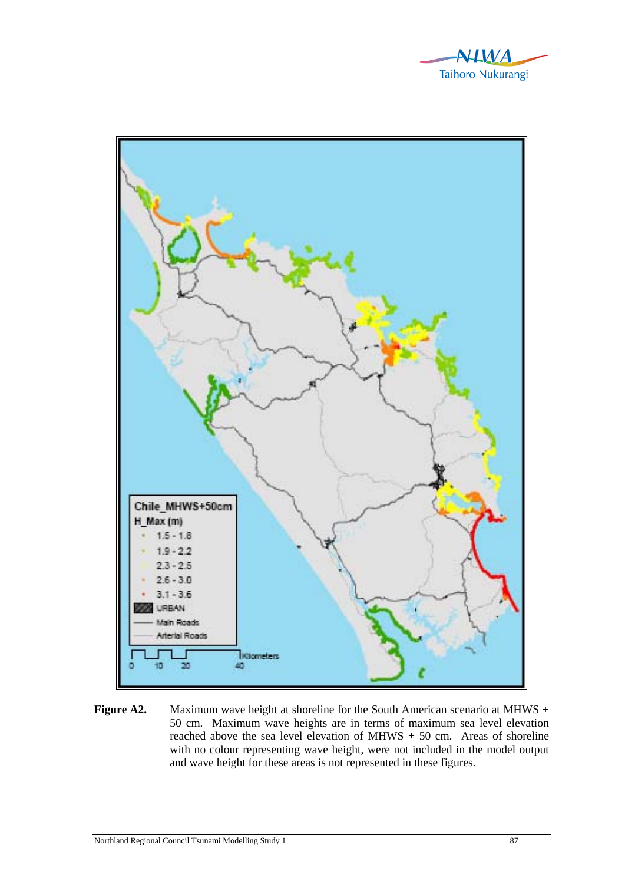**Figure A2.** Maximum wave height at shoreline for the South American scenario at MHWS + 50 cm. Maximum wave heights are in terms of maximum sea level elevation reached above the sea level elevation of MHWS + 50 cm. Areas of shoreline with no colour representing wave height, were not included in the model output and wave height for these areas is not represented in these figures.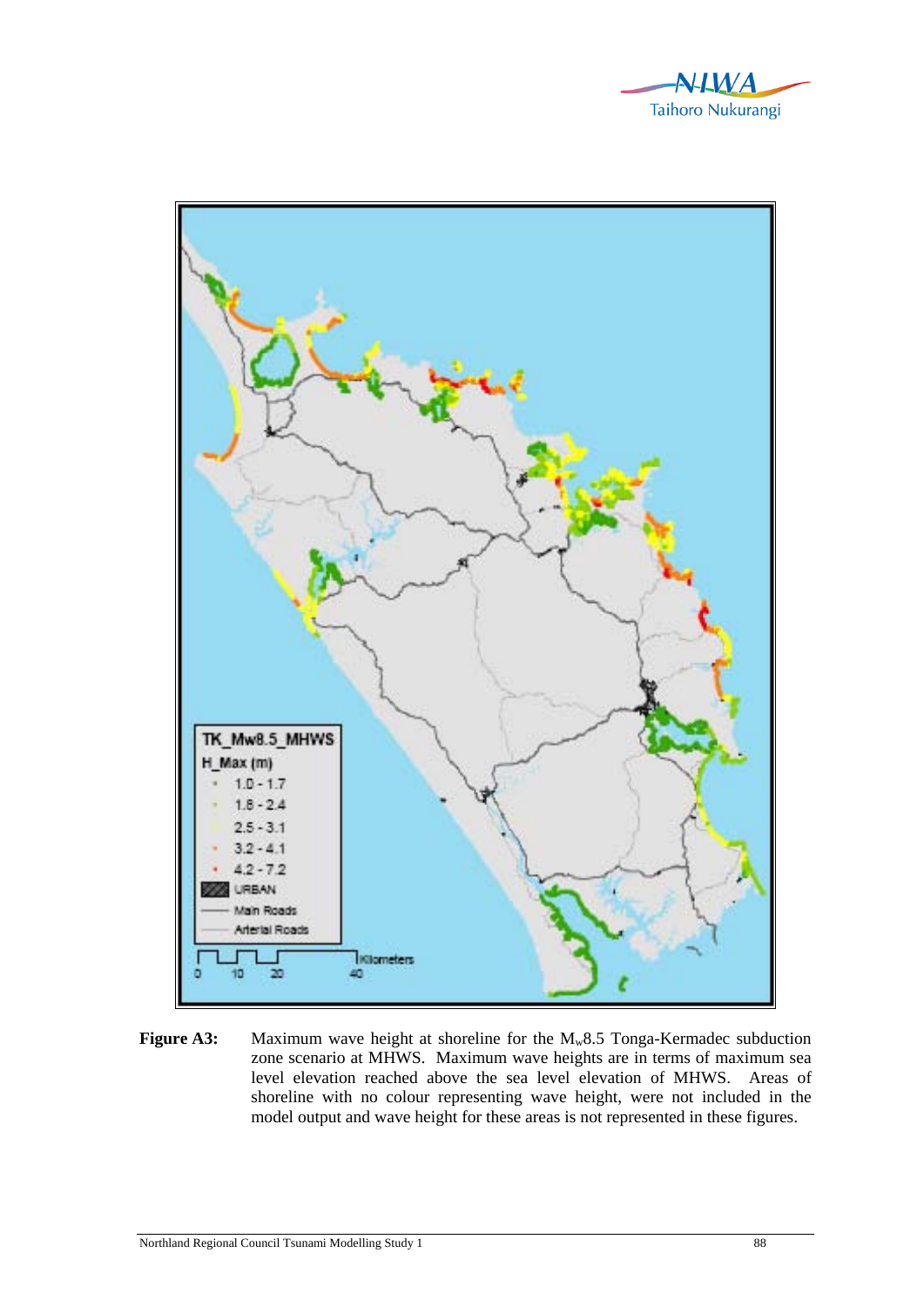**Figure A3:** Maximum wave height at shoreline for the $M_w$8.5 Tonga-Kermadec subduction zone scenario at MHWS. Maximum wave heights are in terms of maximum sea level elevation reached above the sea level elevation of MHWS. Areas of shoreline with no colour representing wave height, were not included in the model output and wave height for these areas is not represented in these figures.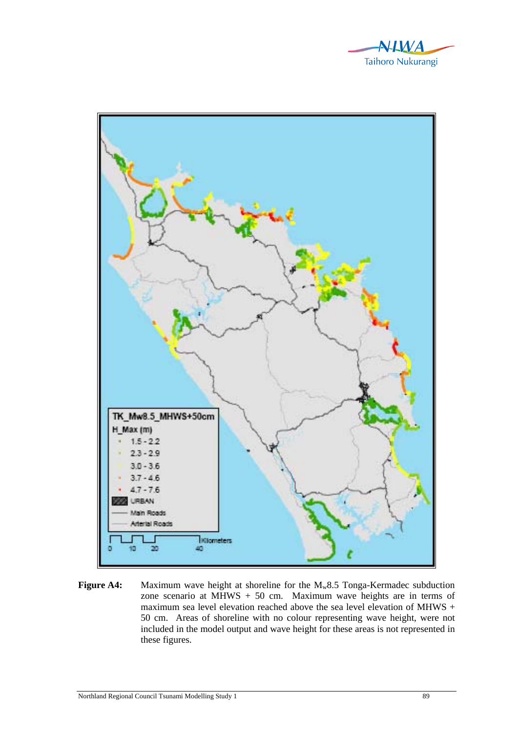**Figure A4:** Maximum wave height at shoreline for the $M_w$8.5 Tonga-Kermadec subduction zone scenario at MHWS + 50 cm. Maximum wave heights are in terms of maximum sea level elevation reached above the sea level elevation of MHWS + 50 cm. Areas of shoreline with no colour representing wave height, were not included in the model output and wave height for these areas is not represented in these figures.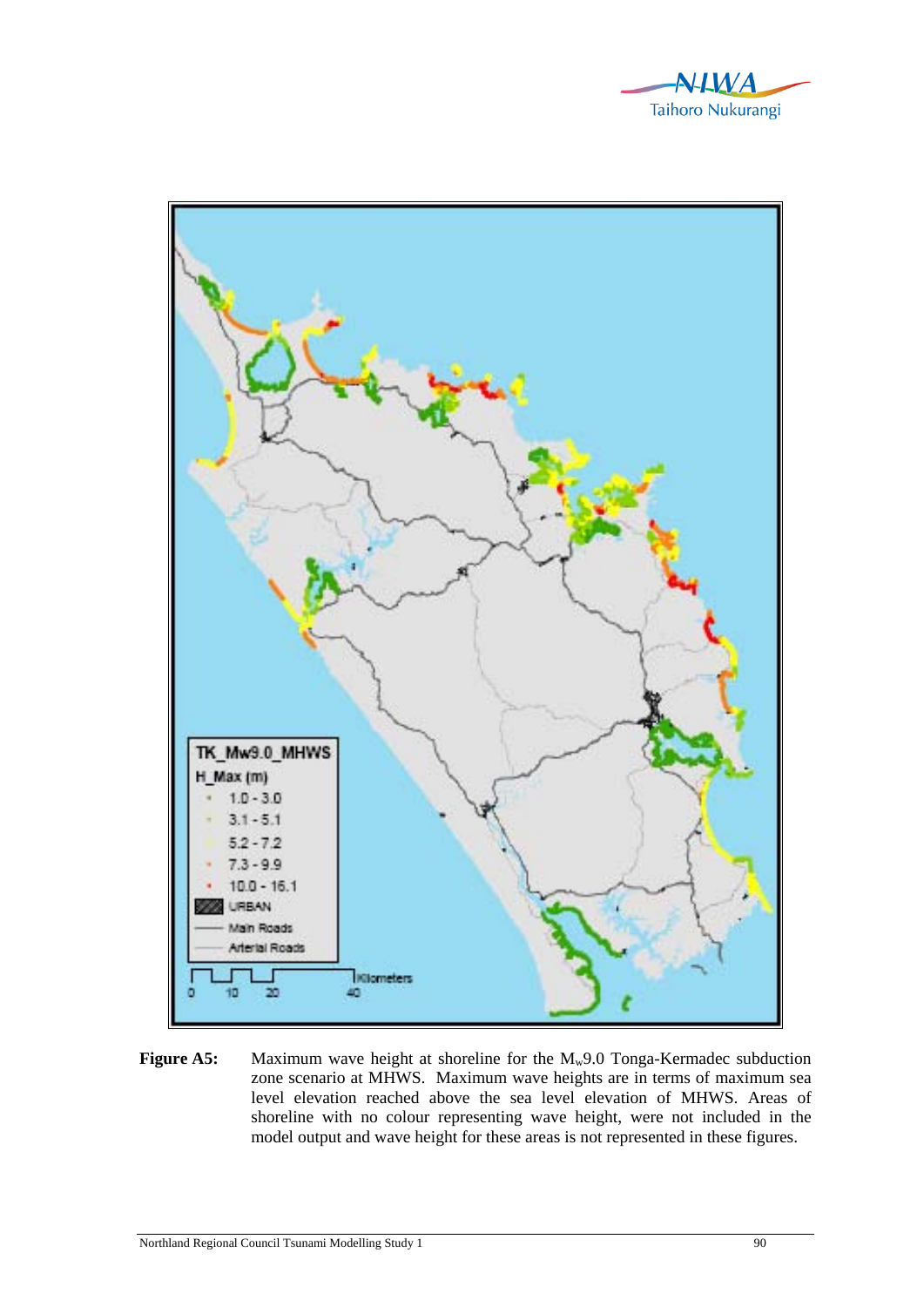**Figure A5:** Maximum wave height at shoreline for the $M_w$9.0 Tonga-Kermadec subduction zone scenario at MHWS. Maximum wave heights are in terms of maximum sea level elevation reached above the sea level elevation of MHWS. Areas of shoreline with no colour representing wave height, were not included in the model output and wave height for these areas is not represented in these figures.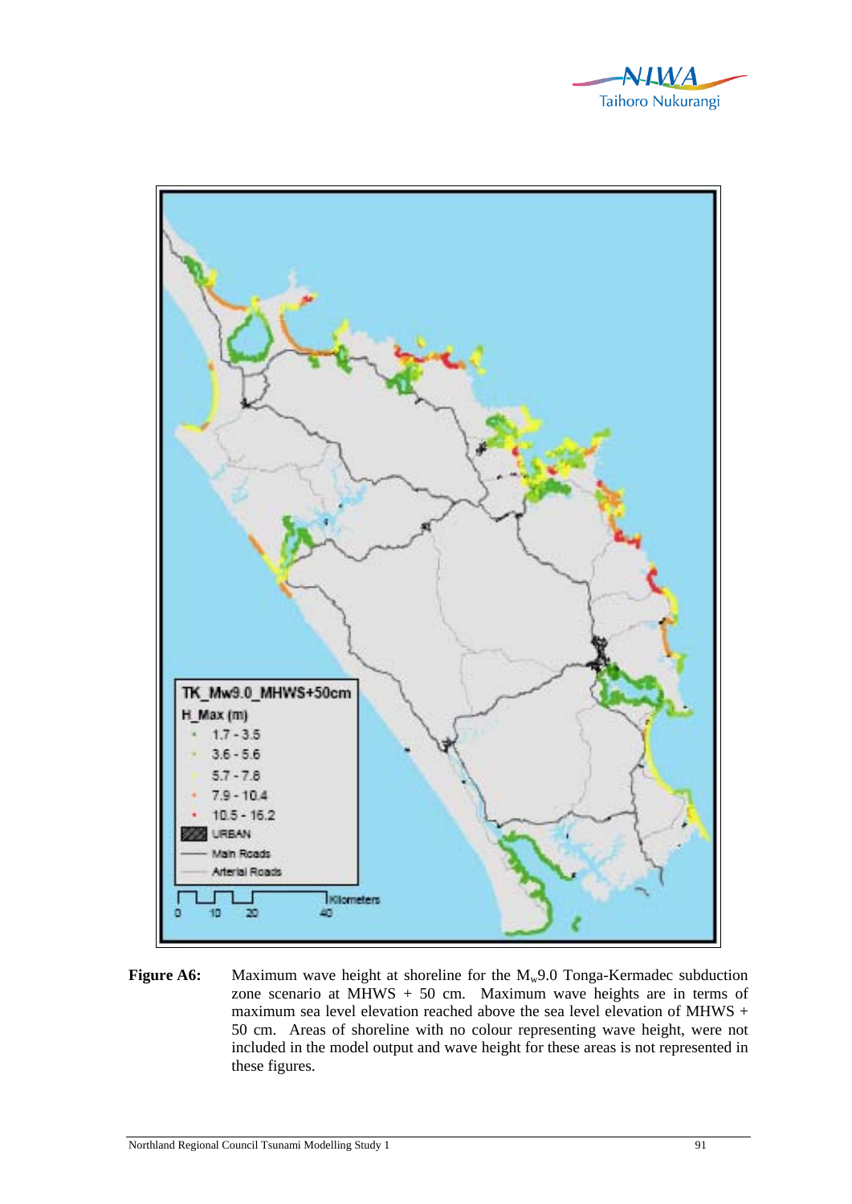TK_Mw9.0_MHWS+50cm

H_Max (m)

1.7 - 3.5

3.6 - 5.6

5.7 - 7.8

7.9 - 10.4

10.5 - 16.2

URBAN

Main Roads

Arterial Roads

0 10 20 40 Kilometers

**Figure A6:** Maximum wave height at shoreline for the $M_w$9.0 Tonga-Kermadec subduction zone scenario at MHWS + 50 cm. Maximum wave heights are in terms of maximum sea level elevation reached above the sea level elevation of MHWS + 50 cm. Areas of shoreline with no colour representing wave height, were not included in the model output and wave height for these areas is not represented in these figures.